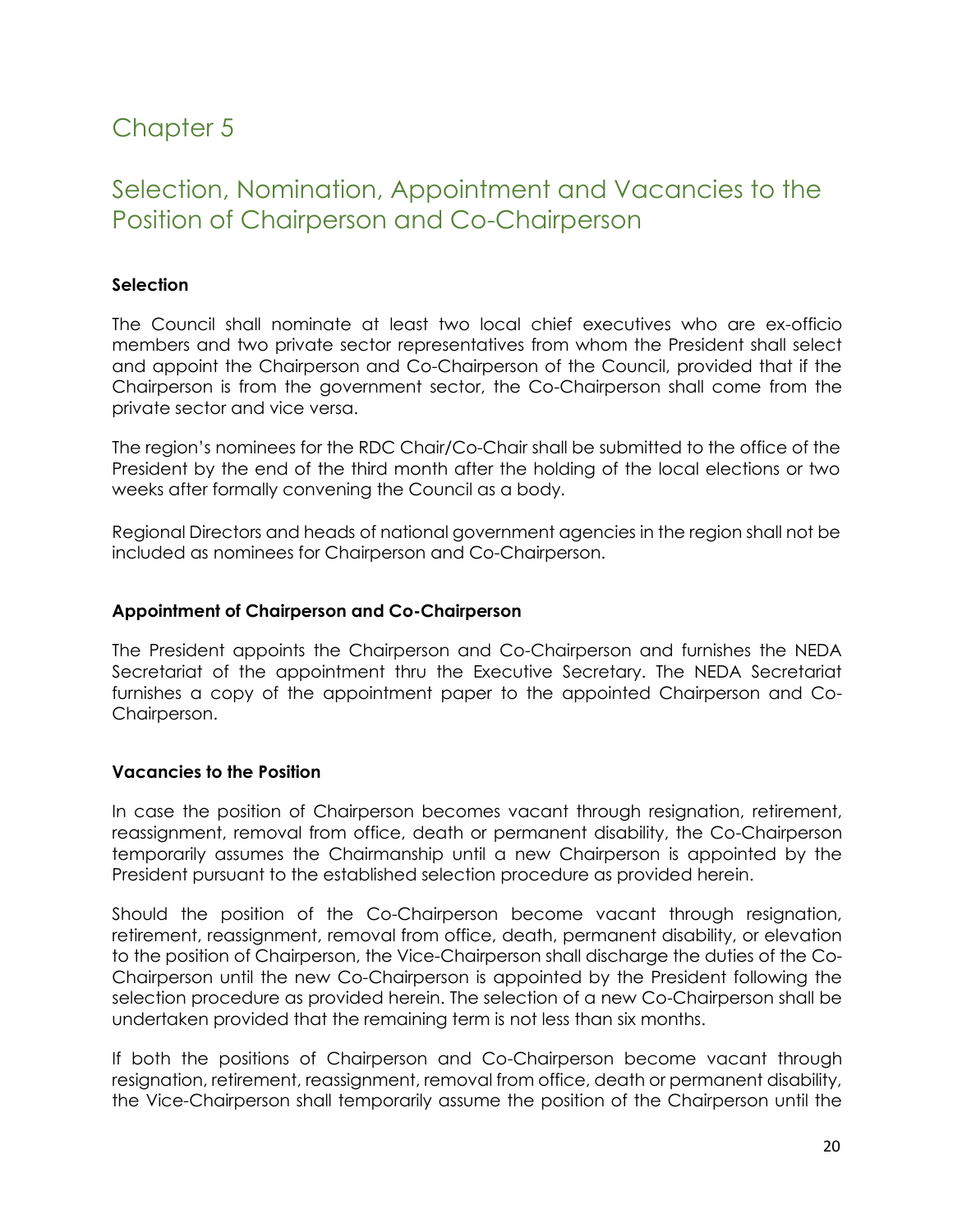# Chapter 5

## Selection, Nomination, Appointment and Vacancies to the Position of Chairperson and Co-Chairperson

**Selection**

The Council shall nominate at least two local chief executives who are ex-officio members and two private sector representatives from whom the President shall select and appoint the Chairperson and Co-Chairperson of the Council, provided that if the Chairperson is from the government sector, the Co-Chairperson shall come from the private sector and vice versa.

The region's nominees for the RDC Chair/Co-Chair shall be submitted to the office of the President by the end of the third month after the holding of the local elections or two weeks after formally convening the Council as a body.

Regional Directors and heads of national government agencies in the region shall not be included as nominees for Chairperson and Co-Chairperson.

**Appointment of Chairperson and Co-Chairperson**

The President appoints the Chairperson and Co-Chairperson and furnishes the NEDA Secretariat of the appointment thru the Executive Secretary. The NEDA Secretariat furnishes a copy of the appointment paper to the appointed Chairperson and Co-Chairperson.

**Vacancies to the Position**

In case the position of Chairperson becomes vacant through resignation, retirement, reassignment, removal from office, death or permanent disability, the Co-Chairperson temporarily assumes the Chairmanship until a new Chairperson is appointed by the President pursuant to the established selection procedure as provided herein.

Should the position of the Co-Chairperson become vacant through resignation, retirement, reassignment, removal from office, death, permanent disability, or elevation to the position of Chairperson, the Vice-Chairperson shall discharge the duties of the Co-Chairperson until the new Co-Chairperson is appointed by the President following the selection procedure as provided herein. The selection of a new Co-Chairperson shall be undertaken provided that the remaining term is not less than six months.

If both the positions of Chairperson and Co-Chairperson become vacant through resignation, retirement, reassignment, removal from office, death or permanent disability, the Vice-Chairperson shall temporarily assume the position of the Chairperson until the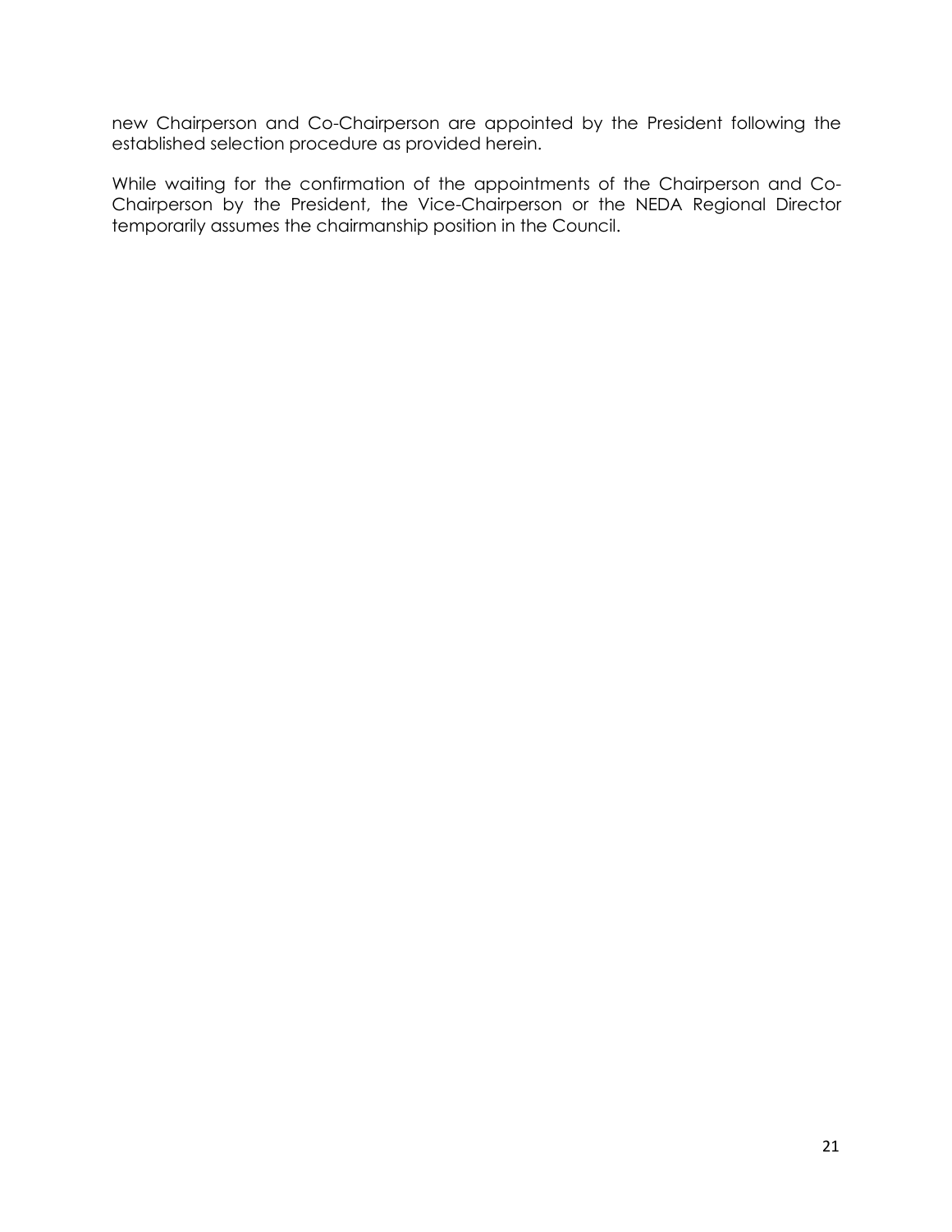new Chairperson and Co-Chairperson are appointed by the President following the established selection procedure as provided herein.

While waiting for the confirmation of the appointments of the Chairperson and Co-Chairperson by the President, the Vice-Chairperson or the NEDA Regional Director temporarily assumes the chairmanship position in the Council.